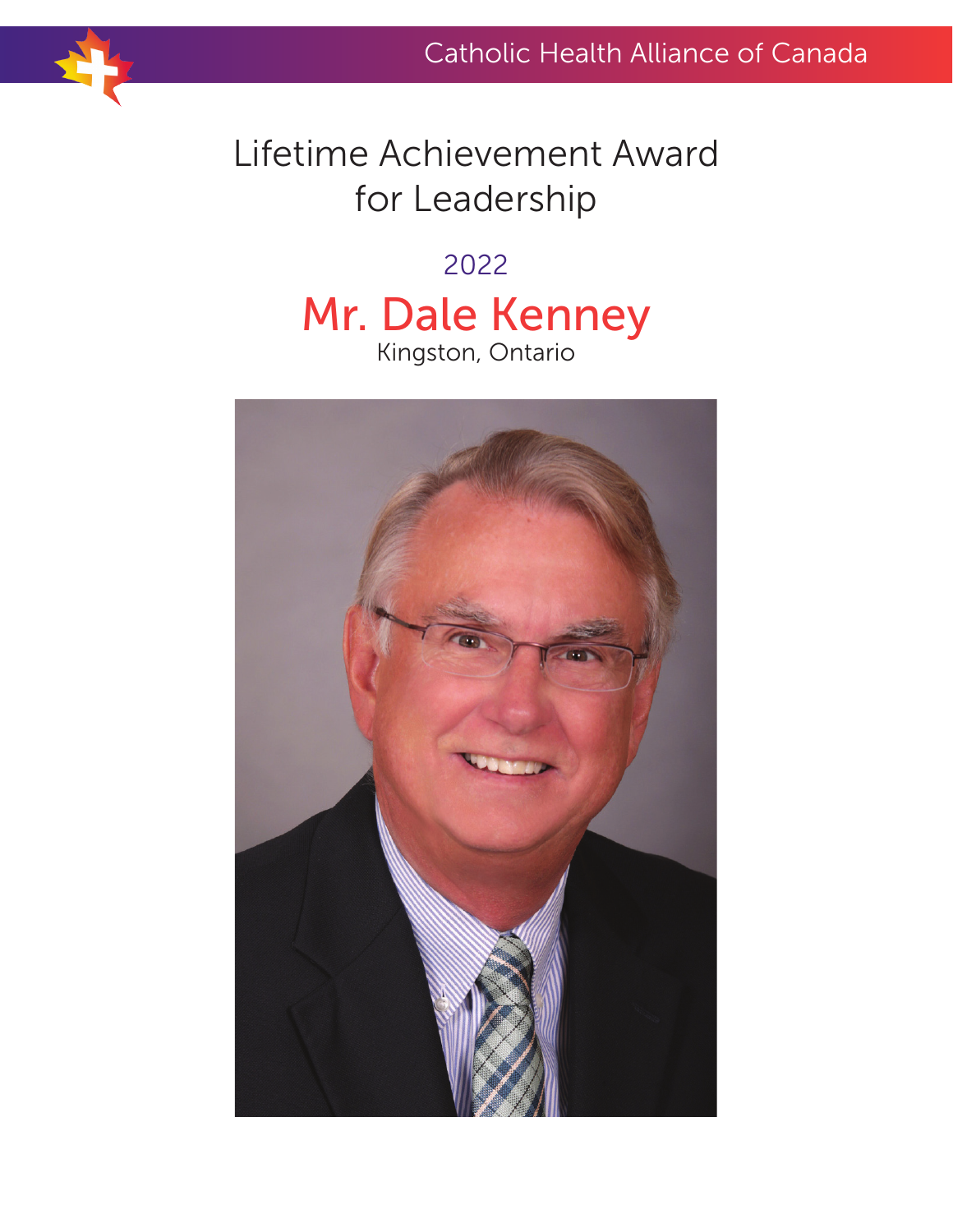Catholic Health Alliance of Canada

# Lifetime Achievement Award for Leadership

2022

## Mr. Dale Kenney

Kingston, Ontario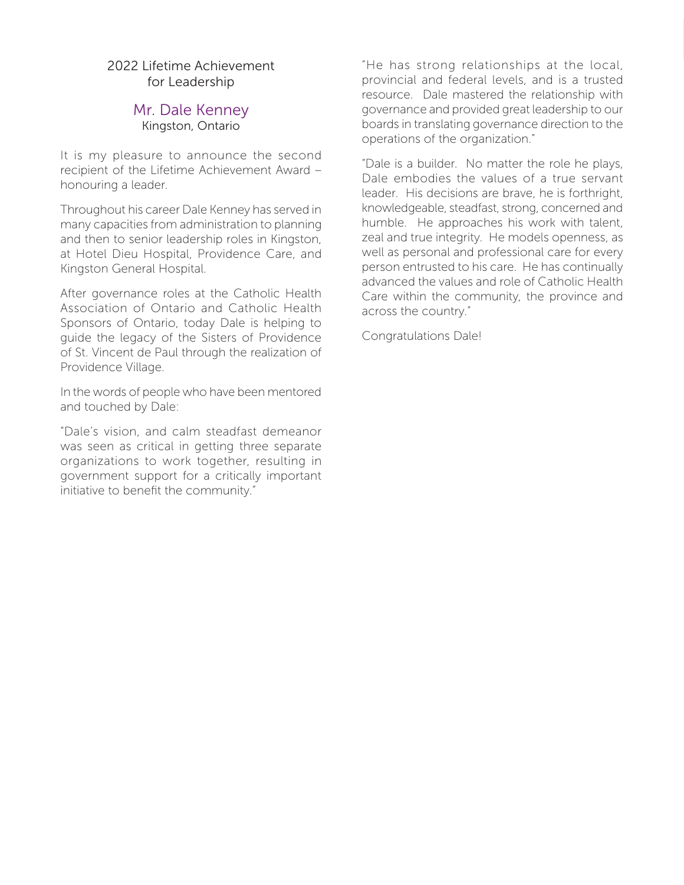## 2022 Lifetime Achievement for Leadership

### Mr. Dale Kenney

Kingston, Ontario

It is my pleasure to announce the second recipient of the Lifetime Achievement Award – honouring a leader.

Throughout his career Dale Kenney has served in many capacities from administration to planning and then to senior leadership roles in Kingston, at Hotel Dieu Hospital, Providence Care, and Kingston General Hospital.

After governance roles at the Catholic Health Association of Ontario and Catholic Health Sponsors of Ontario, today Dale is helping to guide the legacy of the Sisters of Providence of St. Vincent de Paul through the realization of Providence Village.

In the words of people who have been mentored and touched by Dale:

"Dale's vision, and calm steadfast demeanor was seen as critical in getting three separate organizations to work together, resulting in government support for a critically important initiative to benefit the community."

"He has strong relationships at the local, provincial and federal levels, and is a trusted resource. Dale mastered the relationship with governance and provided great leadership to our boards in translating governance direction to the operations of the organization."

"Dale is a builder. No matter the role he plays, Dale embodies the values of a true servant leader. His decisions are brave, he is forthright, knowledgeable, steadfast, strong, concerned and humble. He approaches his work with talent, zeal and true integrity. He models openness, as well as personal and professional care for every person entrusted to his care. He has continually advanced the values and role of Catholic Health Care within the community, the province and across the country."

Congratulations Dale!